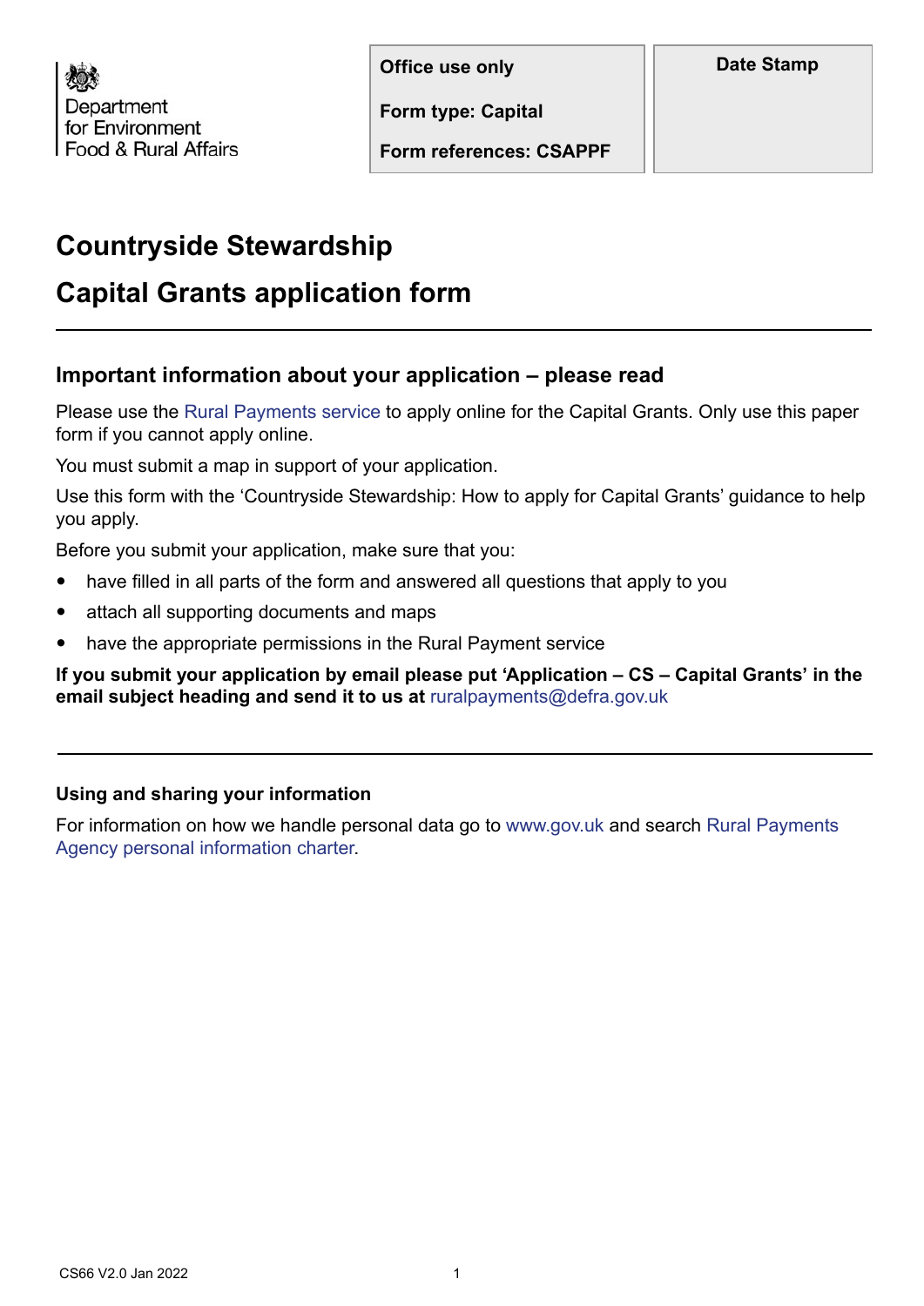Department for Environment Food & Rural Affairs

| Office use only | Date Stamp |
| --- | --- |
| Form type: Capital | |
| Form references: CSAPPF | |

# Countryside Stewardship

# Capital Grants application form

## Important information about your application – please read

Please use the Rural Payments service to apply online for the Capital Grants. Only use this paper form if you cannot apply online.

You must submit a map in support of your application.

Use this form with the 'Countryside Stewardship: How to apply for Capital Grants' guidance to help you apply.

Before you submit your application, make sure that you:

- have filled in all parts of the form and answered all questions that apply to you
- attach all supporting documents and maps
- have the appropriate permissions in the Rural Payment service

**If you submit your application by email please put 'Application – CS – Capital Grants' in the email subject heading and send it to us at** ruralpayments@defra.gov.uk

### Using and sharing your information

For information on how we handle personal data go to www.gov.uk and search Rural Payments Agency personal information charter.

CS66 V2.0 Jan 2022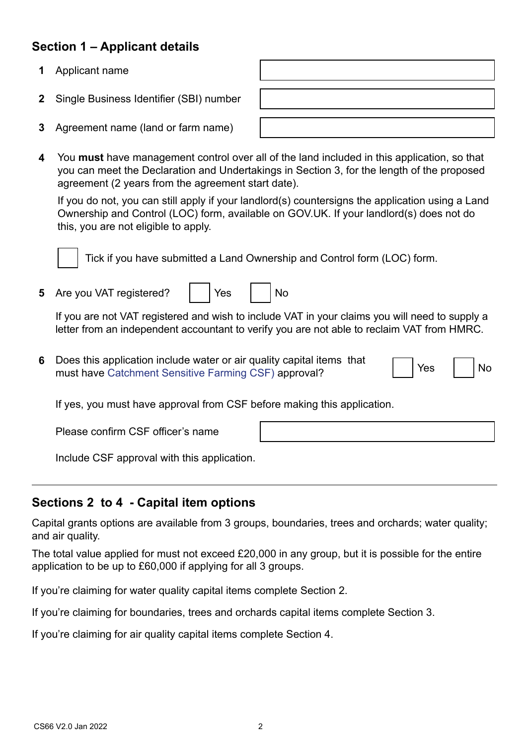## Section 1 – Applicant details

**1** Applicant name

**2** Single Business Identifier (SBI) number

**3** Agreement name (land or farm name)

**4** You **must** have management control over all of the land included in this application, so that you can meet the Declaration and Undertakings in Section 3, for the length of the proposed agreement (2 years from the agreement start date).

If you do not, you can still apply if your landlord(s) countersigns the application using a Land Ownership and Control (LOC) form, available on GOV.UK. If your landlord(s) does not do this, you are not eligible to apply.

☐ Tick if you have submitted a Land Ownership and Control form (LOC) form.

**5** Are you VAT registered? ☐ Yes ☐ No

If you are not VAT registered and wish to include VAT in your claims you will need to supply a letter from an independent accountant to verify you are not able to reclaim VAT from HMRC.

**6** Does this application include water or air quality capital items that must have Catchment Sensitive Farming CSF) approval? ☐ Yes ☐ No

If yes, you must have approval from CSF before making this application.

Please confirm CSF officer's name

Include CSF approval with this application.

---

## Sections 2 to 4 - Capital item options

Capital grants options are available from 3 groups, boundaries, trees and orchards; water quality; and air quality.

The total value applied for must not exceed £20,000 in any group, but it is possible for the entire application to be up to £60,000 if applying for all 3 groups.

If you're claiming for water quality capital items complete Section 2.

If you're claiming for boundaries, trees and orchards capital items complete Section 3.

If you're claiming for air quality capital items complete Section 4.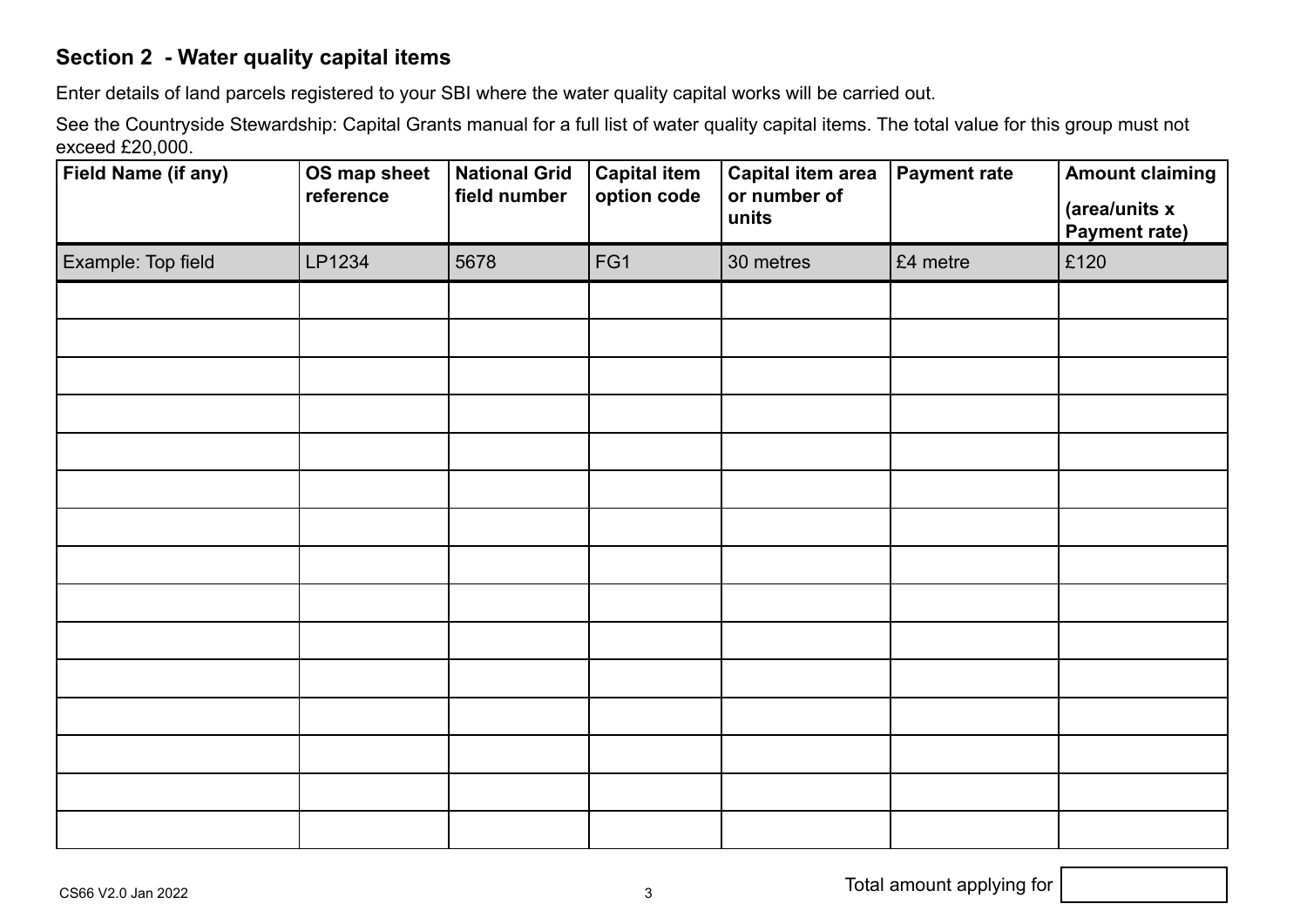## Section 2 - Water quality capital items

Enter details of land parcels registered to your SBI where the water quality capital works will be carried out.

See the Countryside Stewardship: Capital Grants manual for a full list of water quality capital items. The total value for this group must not exceed £20,000.

| Field Name (if any) | OS map sheet reference | National Grid field number | Capital item option code | Capital item area or number of units | Payment rate | Amount claiming (area/units x Payment rate) |
|---|---|---|---|---|---|---|
| Example: Top field | LP1234 | 5678 | FG1 | 30 metres | £4 metre | £120 |
| | | | | | | |
| | | | | | | |
| | | | | | | |
| | | | | | | |
| | | | | | | |
| | | | | | | |
| | | | | | | |
| | | | | | | |
| | | | | | | |
| | | | | | | |
| | | | | | | |
| | | | | | | |
| | | | | | | |
| | | | | | | |
| | | | | | | |

Total amount applying for

CS66 V2.0 Jan 2022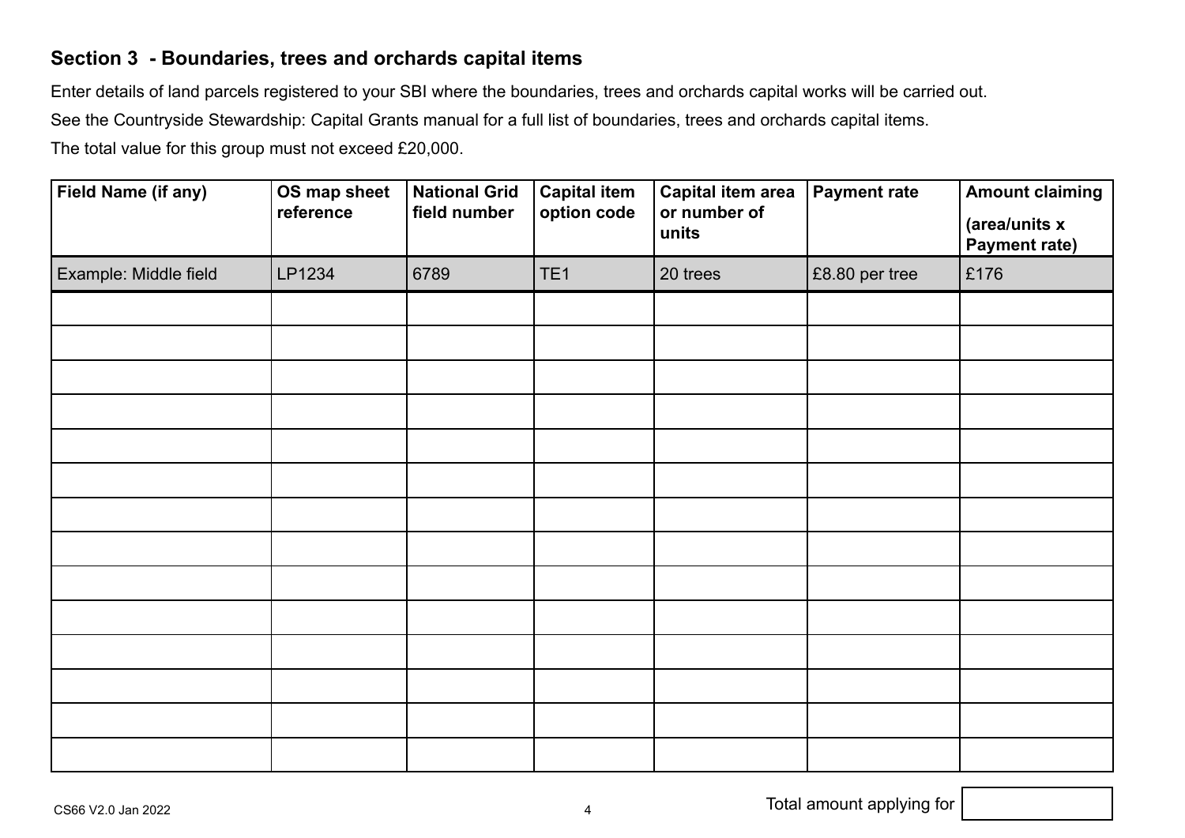## Section 3 - Boundaries, trees and orchards capital items

Enter details of land parcels registered to your SBI where the boundaries, trees and orchards capital works will be carried out.

See the Countryside Stewardship: Capital Grants manual for a full list of boundaries, trees and orchards capital items.

The total value for this group must not exceed £20,000.

| Field Name (if any) | OS map sheet reference | National Grid field number | Capital item option code | Capital item area or number of units | Payment rate | Amount claiming (area/units x Payment rate) |
|---|---|---|---|---|---|---|
| Example: Middle field | LP1234 | 6789 | TE1 | 20 trees | £8.80 per tree | £176 |
| | | | | | | |
| | | | | | | |
| | | | | | | |
| | | | | | | |
| | | | | | | |
| | | | | | | |
| | | | | | | |
| | | | | | | |
| | | | | | | |
| | | | | | | |
| | | | | | | |
| | | | | | | |
| | | | | | | |
| | | | | | | |

CS66 V2.0 Jan 2022

Total amount applying for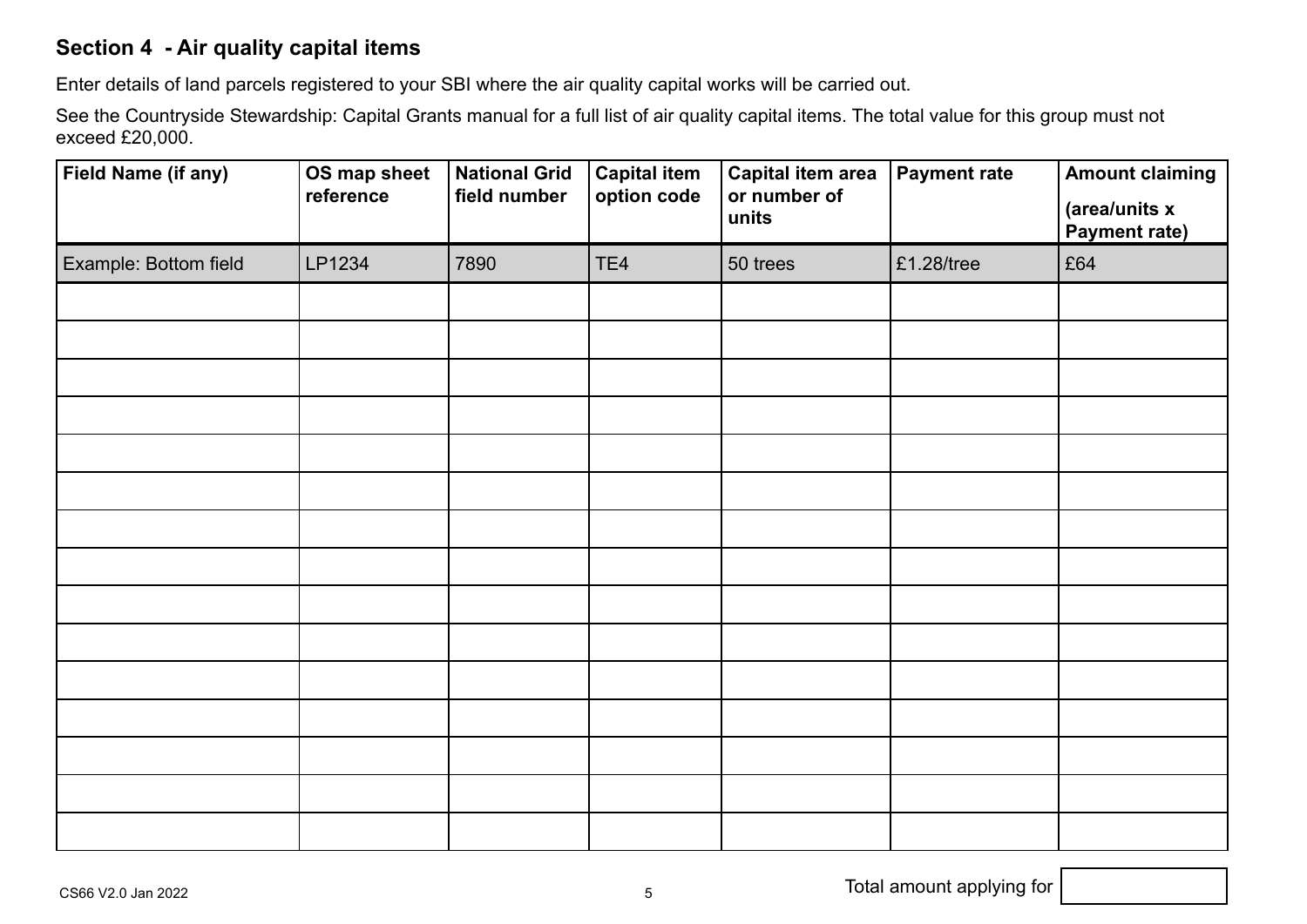## Section 4 - Air quality capital items

Enter details of land parcels registered to your SBI where the air quality capital works will be carried out.

See the Countryside Stewardship: Capital Grants manual for a full list of air quality capital items. The total value for this group must not exceed £20,000.

| Field Name (if any) | OS map sheet reference | National Grid field number | Capital item option code | Capital item area or number of units | Payment rate | Amount claiming (area/units x Payment rate) |
|---|---|---|---|---|---|---|
| Example: Bottom field | LP1234 | 7890 | TE4 | 50 trees | £1.28/tree | £64 |
| | | | | | | |
| | | | | | | |
| | | | | | | |
| | | | | | | |
| | | | | | | |
| | | | | | | |
| | | | | | | |
| | | | | | | |
| | | | | | | |
| | | | | | | |
| | | | | | | |
| | | | | | | |
| | | | | | | |
| | | | | | | |
| | | | | | | |

Total amount applying for

CS66 V2.0 Jan 2022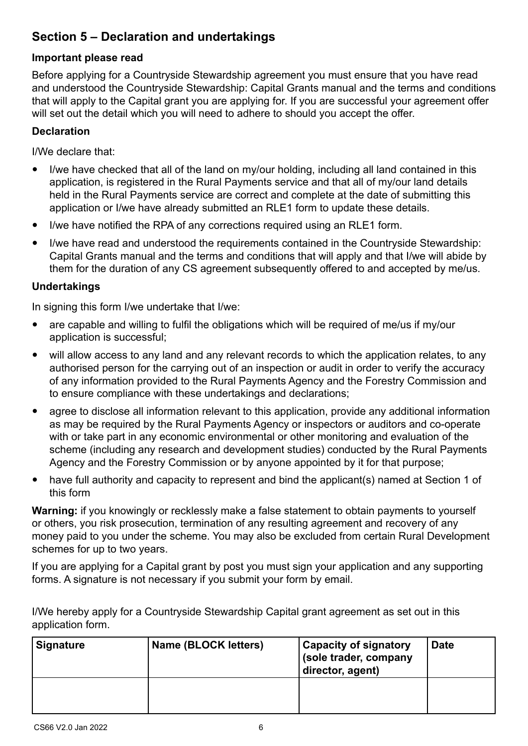## Section 5 – Declaration and undertakings

**Important please read**

Before applying for a Countryside Stewardship agreement you must ensure that you have read and understood the Countryside Stewardship: Capital Grants manual and the terms and conditions that will apply to the Capital grant you are applying for. If you are successful your agreement offer will set out the detail which you will need to adhere to should you accept the offer.

**Declaration**

I/We declare that:

- I/we have checked that all of the land on my/our holding, including all land contained in this application, is registered in the Rural Payments service and that all of my/our land details held in the Rural Payments service are correct and complete at the date of submitting this application or I/we have already submitted an RLE1 form to update these details.
- I/we have notified the RPA of any corrections required using an RLE1 form.
- I/we have read and understood the requirements contained in the Countryside Stewardship: Capital Grants manual and the terms and conditions that will apply and that I/we will abide by them for the duration of any CS agreement subsequently offered to and accepted by me/us.

**Undertakings**

In signing this form I/we undertake that I/we:

- are capable and willing to fulfil the obligations which will be required of me/us if my/our application is successful;
- will allow access to any land and any relevant records to which the application relates, to any authorised person for the carrying out of an inspection or audit in order to verify the accuracy of any information provided to the Rural Payments Agency and the Forestry Commission and to ensure compliance with these undertakings and declarations;
- agree to disclose all information relevant to this application, provide any additional information as may be required by the Rural Payments Agency or inspectors or auditors and co-operate with or take part in any economic environmental or other monitoring and evaluation of the scheme (including any research and development studies) conducted by the Rural Payments Agency and the Forestry Commission or by anyone appointed by it for that purpose;
- have full authority and capacity to represent and bind the applicant(s) named at Section 1 of this form

**Warning:** if you knowingly or recklessly make a false statement to obtain payments to yourself or others, you risk prosecution, termination of any resulting agreement and recovery of any money paid to you under the scheme. You may also be excluded from certain Rural Development schemes for up to two years.

If you are applying for a Capital grant by post you must sign your application and any supporting forms. A signature is not necessary if you submit your form by email.

I/We hereby apply for a Countryside Stewardship Capital grant agreement as set out in this application form.

| Signature | Name (BLOCK letters) | Capacity of signatory (sole trader, company director, agent) | Date |
|---|---|---|---|
| | | | |

CS66 V2.0 Jan 2022